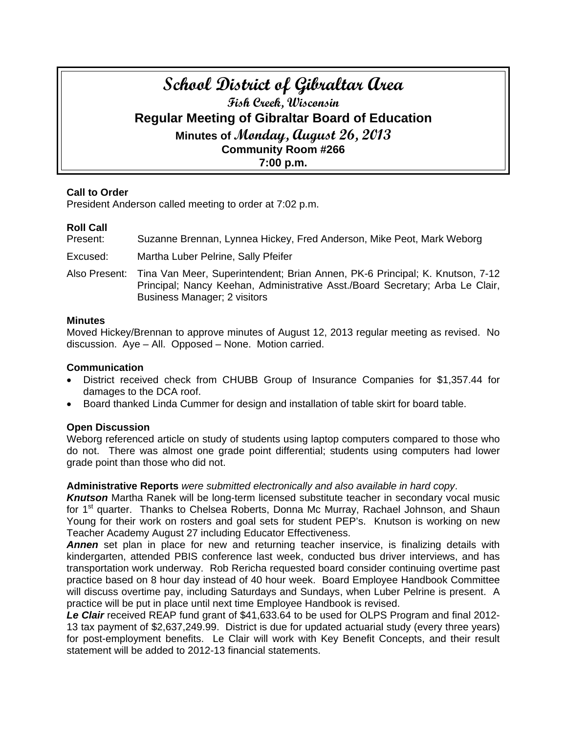# School District of Gibraltar Area

## Fish Creek, Wisconsin

## Regular Meeting of Gibraltar Board of Education

### Minutes of Monday, August 26, 2013

### Community Room #266

### 7:00 p.m.

**Call to Order**
President Anderson called meeting to order at 7:02 p.m.

**Roll Call**

Present: Suzanne Brennan, Lynnea Hickey, Fred Anderson, Mike Peot, Mark Weborg

Excused: Martha Luber Pelrine, Sally Pfeifer

Also Present: Tina Van Meer, Superintendent; Brian Annen, PK-6 Principal; K. Knutson, 7-12 Principal; Nancy Keehan, Administrative Asst./Board Secretary; Arba Le Clair, Business Manager; 2 visitors

**Minutes**
Moved Hickey/Brennan to approve minutes of August 12, 2013 regular meeting as revised. No discussion. Aye – All. Opposed – None. Motion carried.

**Communication**

- District received check from CHUBB Group of Insurance Companies for $1,357.44 for damages to the DCA roof.
- Board thanked Linda Cummer for design and installation of table skirt for board table.

**Open Discussion**
Weborg referenced article on study of students using laptop computers compared to those who do not. There was almost one grade point differential; students using computers had lower grade point than those who did not.

**Administrative Reports** *were submitted electronically and also available in hard copy*.

***Knutson*** Martha Ranek will be long-term licensed substitute teacher in secondary vocal music for 1st quarter. Thanks to Chelsea Roberts, Donna Mc Murray, Rachael Johnson, and Shaun Young for their work on rosters and goal sets for student PEP's. Knutson is working on new Teacher Academy August 27 including Educator Effectiveness.

***Annen*** set plan in place for new and returning teacher inservice, is finalizing details with kindergarten, attended PBIS conference last week, conducted bus driver interviews, and has transportation work underway. Rob Rericha requested board consider continuing overtime past practice based on 8 hour day instead of 40 hour week. Board Employee Handbook Committee will discuss overtime pay, including Saturdays and Sundays, when Luber Pelrine is present. A practice will be put in place until next time Employee Handbook is revised.

***Le Clair*** received REAP fund grant of $41,633.64 to be used for OLPS Program and final 2012-13 tax payment of $2,637,249.99. District is due for updated actuarial study (every three years) for post-employment benefits. Le Clair will work with Key Benefit Concepts, and their result statement will be added to 2012-13 financial statements.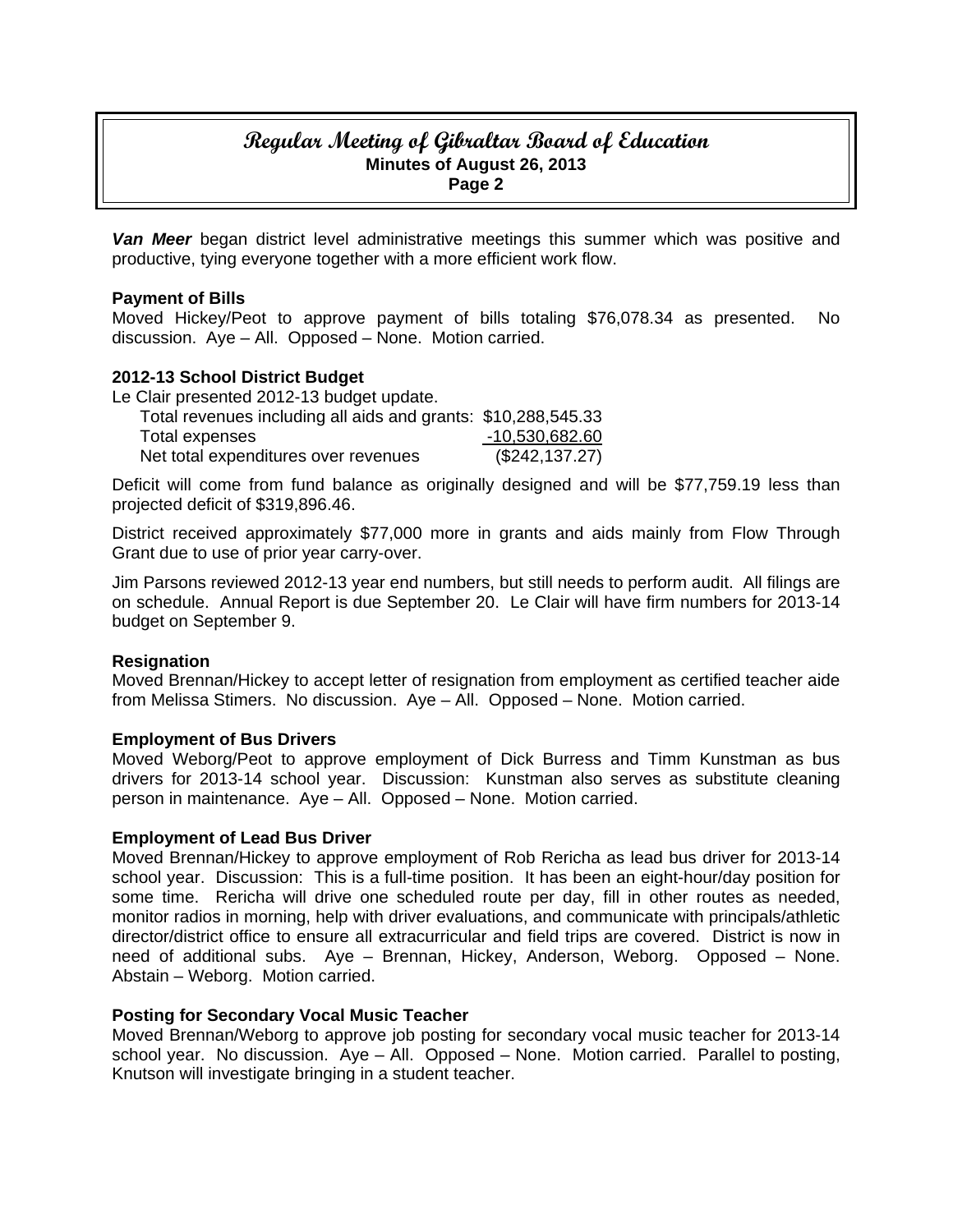*__Van Meer__* began district level administrative meetings this summer which was positive and productive, tying everyone together with a more efficient work flow.

**Payment of Bills**
Moved Hickey/Peot to approve payment of bills totaling $76,078.34 as presented. No discussion. Aye – All. Opposed – None. Motion carried.

**2012-13 School District Budget**
Le Clair presented 2012-13 budget update.

| | |
|---|---|
| Total revenues including all aids and grants: | $10,288,545.33 |
| Total expenses | -10,530,682.60 |
| Net total expenditures over revenues | ($242,137.27) |

Deficit will come from fund balance as originally designed and will be $77,759.19 less than projected deficit of $319,896.46.

District received approximately $77,000 more in grants and aids mainly from Flow Through Grant due to use of prior year carry-over.

Jim Parsons reviewed 2012-13 year end numbers, but still needs to perform audit. All filings are on schedule. Annual Report is due September 20. Le Clair will have firm numbers for 2013-14 budget on September 9.

**Resignation**
Moved Brennan/Hickey to accept letter of resignation from employment as certified teacher aide from Melissa Stimers. No discussion. Aye – All. Opposed – None. Motion carried.

**Employment of Bus Drivers**
Moved Weborg/Peot to approve employment of Dick Burress and Timm Kunstman as bus drivers for 2013-14 school year. Discussion: Kunstman also serves as substitute cleaning person in maintenance. Aye – All. Opposed – None. Motion carried.

**Employment of Lead Bus Driver**
Moved Brennan/Hickey to approve employment of Rob Rericha as lead bus driver for 2013-14 school year. Discussion: This is a full-time position. It has been an eight-hour/day position for some time. Rericha will drive one scheduled route per day, fill in other routes as needed, monitor radios in morning, help with driver evaluations, and communicate with principals/athletic director/district office to ensure all extracurricular and field trips are covered. District is now in need of additional subs. Aye – Brennan, Hickey, Anderson, Weborg. Opposed – None. Abstain – Weborg. Motion carried.

**Posting for Secondary Vocal Music Teacher**
Moved Brennan/Weborg to approve job posting for secondary vocal music teacher for 2013-14 school year. No discussion. Aye – All. Opposed – None. Motion carried. Parallel to posting, Knutson will investigate bringing in a student teacher.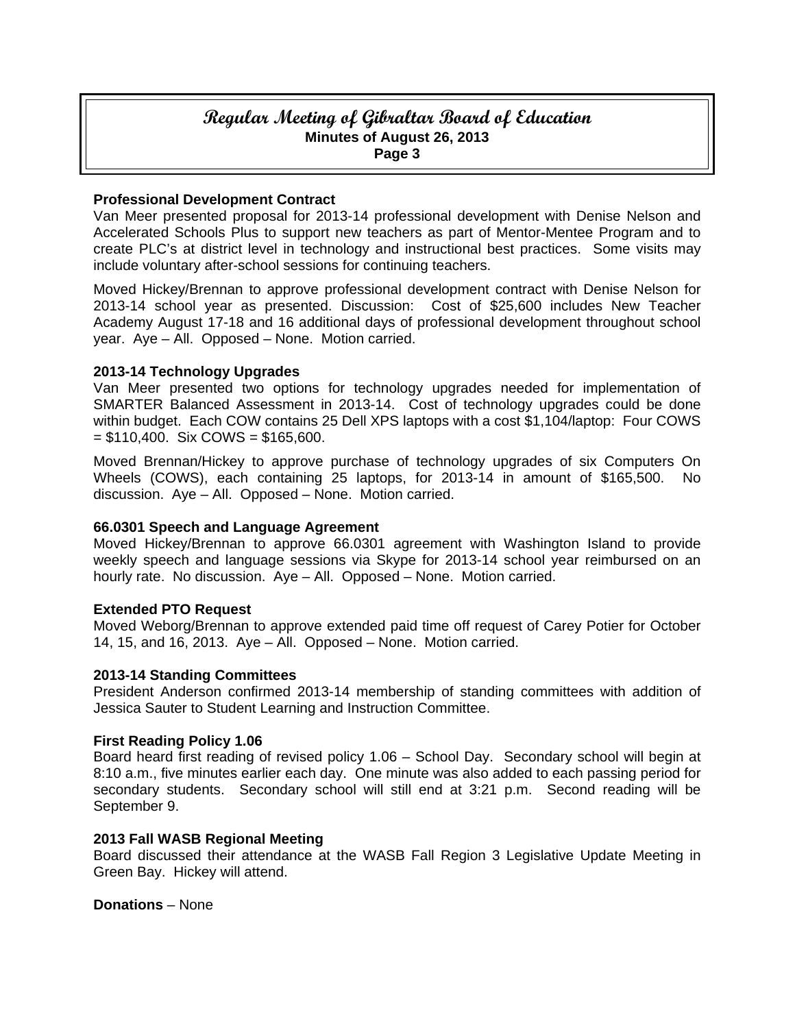**Professional Development Contract**
Van Meer presented proposal for 2013-14 professional development with Denise Nelson and Accelerated Schools Plus to support new teachers as part of Mentor-Mentee Program and to create PLC's at district level in technology and instructional best practices. Some visits may include voluntary after-school sessions for continuing teachers.

Moved Hickey/Brennan to approve professional development contract with Denise Nelson for 2013-14 school year as presented. Discussion: Cost of $25,600 includes New Teacher Academy August 17-18 and 16 additional days of professional development throughout school year. Aye – All. Opposed – None. Motion carried.

**2013-14 Technology Upgrades**
Van Meer presented two options for technology upgrades needed for implementation of SMARTER Balanced Assessment in 2013-14. Cost of technology upgrades could be done within budget. Each COW contains 25 Dell XPS laptops with a cost $1,104/laptop: Four COWS = $110,400. Six COWS = $165,600.

Moved Brennan/Hickey to approve purchase of technology upgrades of six Computers On Wheels (COWS), each containing 25 laptops, for 2013-14 in amount of $165,500. No discussion. Aye – All. Opposed – None. Motion carried.

**66.0301 Speech and Language Agreement**
Moved Hickey/Brennan to approve 66.0301 agreement with Washington Island to provide weekly speech and language sessions via Skype for 2013-14 school year reimbursed on an hourly rate. No discussion. Aye – All. Opposed – None. Motion carried.

**Extended PTO Request**
Moved Weborg/Brennan to approve extended paid time off request of Carey Potier for October 14, 15, and 16, 2013. Aye – All. Opposed – None. Motion carried.

**2013-14 Standing Committees**
President Anderson confirmed 2013-14 membership of standing committees with addition of Jessica Sauter to Student Learning and Instruction Committee.

**First Reading Policy 1.06**
Board heard first reading of revised policy 1.06 – School Day. Secondary school will begin at 8:10 a.m., five minutes earlier each day. One minute was also added to each passing period for secondary students. Secondary school will still end at 3:21 p.m. Second reading will be September 9.

**2013 Fall WASB Regional Meeting**
Board discussed their attendance at the WASB Fall Region 3 Legislative Update Meeting in Green Bay. Hickey will attend.

**Donations** – None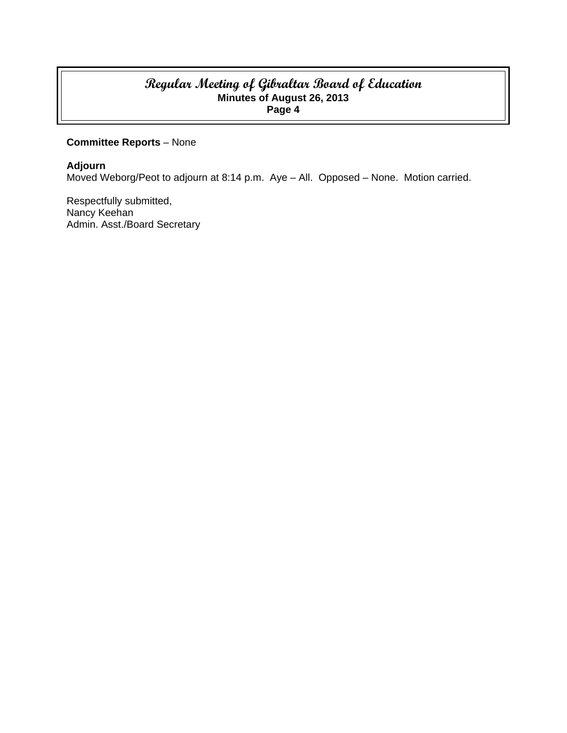**Committee Reports** – None

**Adjourn**
Moved Weborg/Peot to adjourn at 8:14 p.m. Aye – All. Opposed – None. Motion carried.

Respectfully submitted,
Nancy Keehan
Admin. Asst./Board Secretary